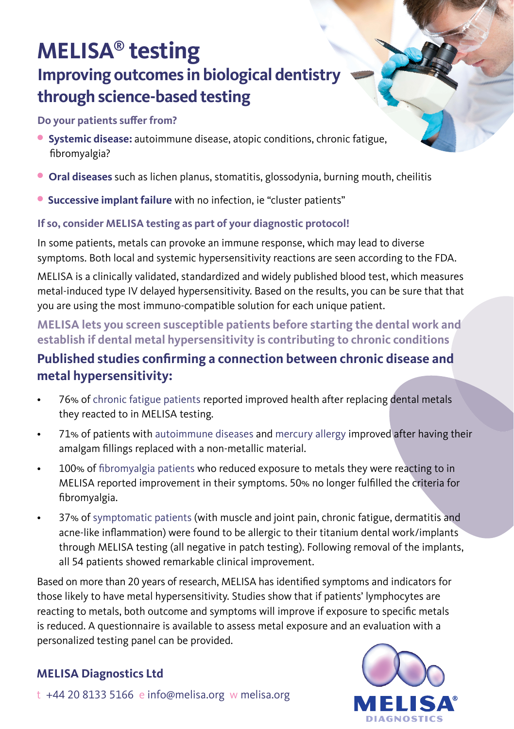# MELISA® testing

## Improving outcomes in biological dentistry through science-based testing

**Do your patients suffer from?**

- **Systemic disease:** autoimmune disease, atopic conditions, chronic fatigue, fibromyalgia?
- **Oral diseases** such as lichen planus, stomatitis, glossodynia, burning mouth, cheilitis
- **Successive implant failure** with no infection, ie "cluster patients"

**If so, consider MELISA testing as part of your diagnostic protocol!**

In some patients, metals can provoke an immune response, which may lead to diverse symptoms. Both local and systemic hypersensitivity reactions are seen according to the FDA.

MELISA is a clinically validated, standardized and widely published blood test, which measures metal-induced type IV delayed hypersensitivity. Based on the results, you can be sure that that you are using the most immuno-compatible solution for each unique patient.

**MELISA lets you screen susceptible patients before starting the dental work and establish if dental metal hypersensitivity is contributing to chronic conditions**

### Published studies confirming a connection between chronic disease and metal hypersensitivity:

- 76% of chronic fatigue patients reported improved health after replacing dental metals they reacted to in MELISA testing.
- 71% of patients with autoimmune diseases and mercury allergy improved after having their amalgam fillings replaced with a non-metallic material.
- 100% of fibromyalgia patients who reduced exposure to metals they were reacting to in MELISA reported improvement in their symptoms. 50% no longer fulfilled the criteria for fibromyalgia.
- 37% of symptomatic patients (with muscle and joint pain, chronic fatigue, dermatitis and acne-like inflammation) were found to be allergic to their titanium dental work/implants through MELISA testing (all negative in patch testing). Following removal of the implants, all 54 patients showed remarkable clinical improvement.

Based on more than 20 years of research, MELISA has identified symptoms and indicators for those likely to have metal hypersensitivity. Studies show that if patients' lymphocytes are reacting to metals, both outcome and symptoms will improve if exposure to specific metals is reduced. A questionnaire is available to assess metal exposure and an evaluation with a personalized testing panel can be provided.

**MELISA Diagnostics Ltd**

t +44 20 8133 5166 e info@melisa.org w melisa.org

MELISA® DIAGNOSTICS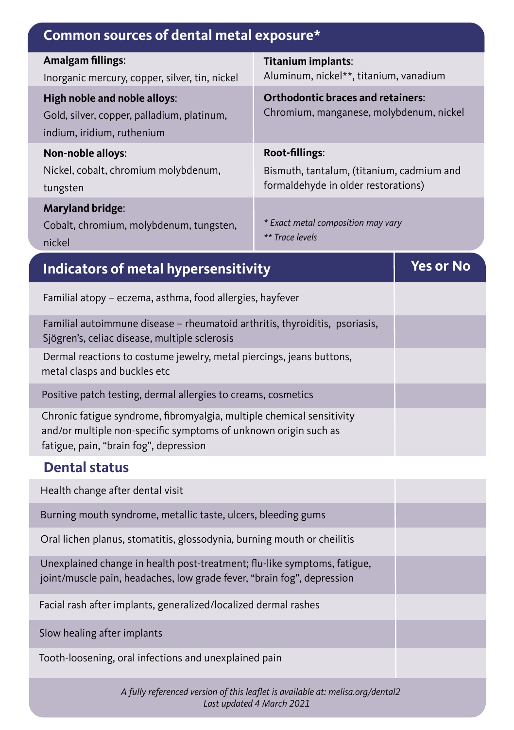## Common sources of dental metal exposure*

| | |
|---|---|
| **Amalgam fillings**: Inorganic mercury, copper, silver, tin, nickel | **Titanium implants**: Aluminum, nickel**, titanium, vanadium |
| **High noble and noble alloys**: Gold, silver, copper, palladium, platinum, indium, iridium, ruthenium | **Orthodontic braces and retainers**: Chromium, manganese, molybdenum, nickel |
| **Non-noble alloys**: Nickel, cobalt, chromium molybdenum, tungsten | **Root-fillings**: Bismuth, tantalum, (titanium, cadmium and formaldehyde in older restorations) |
| **Maryland bridge**: Cobalt, chromium, molybdenum, tungsten, nickel | *\* Exact metal composition may vary* *\*\* Trace levels* |

| Indicators of metal hypersensitivity | Yes or No |
|---|---|
| Familial atopy – eczema, asthma, food allergies, hayfever | |
| Familial autoimmune disease – rheumatoid arthritis, thyroiditis, psoriasis, Sjögren's, celiac disease, multiple sclerosis | |
| Dermal reactions to costume jewelry, metal piercings, jeans buttons, metal clasps and buckles etc | |
| Positive patch testing, dermal allergies to creams, cosmetics | |
| Chronic fatigue syndrome, fibromyalgia, multiple chemical sensitivity and/or multiple non-specific symptoms of unknown origin such as fatigue, pain, "brain fog", depression | |
| **Dental status** | |
| Health change after dental visit | |
| Burning mouth syndrome, metallic taste, ulcers, bleeding gums | |
| Oral lichen planus, stomatitis, glossodynia, burning mouth or cheilitis | |
| Unexplained change in health post-treatment; flu-like symptoms, fatigue, joint/muscle pain, headaches, low grade fever, "brain fog", depression | |
| Facial rash after implants, generalized/localized dermal rashes | |
| Slow healing after implants | |
| Tooth-loosening, oral infections and unexplained pain | |

*A fully referenced version of this leaflet is available at: melisa.org/dental2*
*Last updated 4 March 2021*